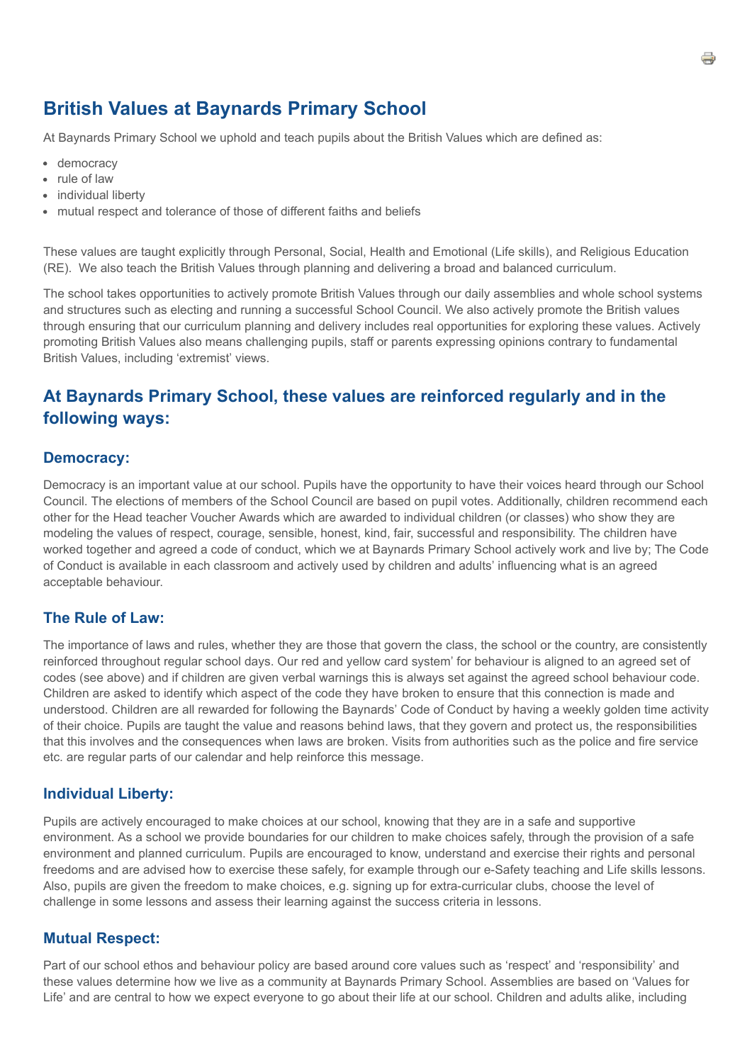# British Values at Baynards Primary School

At Baynards Primary School we uphold and teach pupils about the British Values which are defined as:

- democracy
- rule of law
- individual liberty
- mutual respect and tolerance of those of different faiths and beliefs

These values are taught explicitly through Personal, Social, Health and Emotional (Life skills), and Religious Education (RE). We also teach the British Values through planning and delivering a broad and balanced curriculum.

The school takes opportunities to actively promote British Values through our daily assemblies and whole school systems and structures such as electing and running a successful School Council. We also actively promote the British values through ensuring that our curriculum planning and delivery includes real opportunities for exploring these values. Actively promoting British Values also means challenging pupils, staff or parents expressing opinions contrary to fundamental British Values, including 'extremist' views.

## At Baynards Primary School, these values are reinforced regularly and in the following ways:

### Democracy:

Democracy is an important value at our school. Pupils have the opportunity to have their voices heard through our School Council. The elections of members of the School Council are based on pupil votes. Additionally, children recommend each other for the Head teacher Voucher Awards which are awarded to individual children (or classes) who show they are modeling the values of respect, courage, sensible, honest, kind, fair, successful and responsibility. The children have worked together and agreed a code of conduct, which we at Baynards Primary School actively work and live by; The Code of Conduct is available in each classroom and actively used by children and adults' influencing what is an agreed acceptable behaviour.

### The Rule of Law:

The importance of laws and rules, whether they are those that govern the class, the school or the country, are consistently reinforced throughout regular school days. Our red and yellow card system' for behaviour is aligned to an agreed set of codes (see above) and if children are given verbal warnings this is always set against the agreed school behaviour code. Children are asked to identify which aspect of the code they have broken to ensure that this connection is made and understood. Children are all rewarded for following the Baynards' Code of Conduct by having a weekly golden time activity of their choice. Pupils are taught the value and reasons behind laws, that they govern and protect us, the responsibilities that this involves and the consequences when laws are broken. Visits from authorities such as the police and fire service etc. are regular parts of our calendar and help reinforce this message.

### Individual Liberty:

Pupils are actively encouraged to make choices at our school, knowing that they are in a safe and supportive environment. As a school we provide boundaries for our children to make choices safely, through the provision of a safe environment and planned curriculum. Pupils are encouraged to know, understand and exercise their rights and personal freedoms and are advised how to exercise these safely, for example through our e-Safety teaching and Life skills lessons. Also, pupils are given the freedom to make choices, e.g. signing up for extra-curricular clubs, choose the level of challenge in some lessons and assess their learning against the success criteria in lessons.

### Mutual Respect:

Part of our school ethos and behaviour policy are based around core values such as 'respect' and 'responsibility' and these values determine how we live as a community at Baynards Primary School. Assemblies are based on 'Values for Life' and are central to how we expect everyone to go about their life at our school. Children and adults alike, including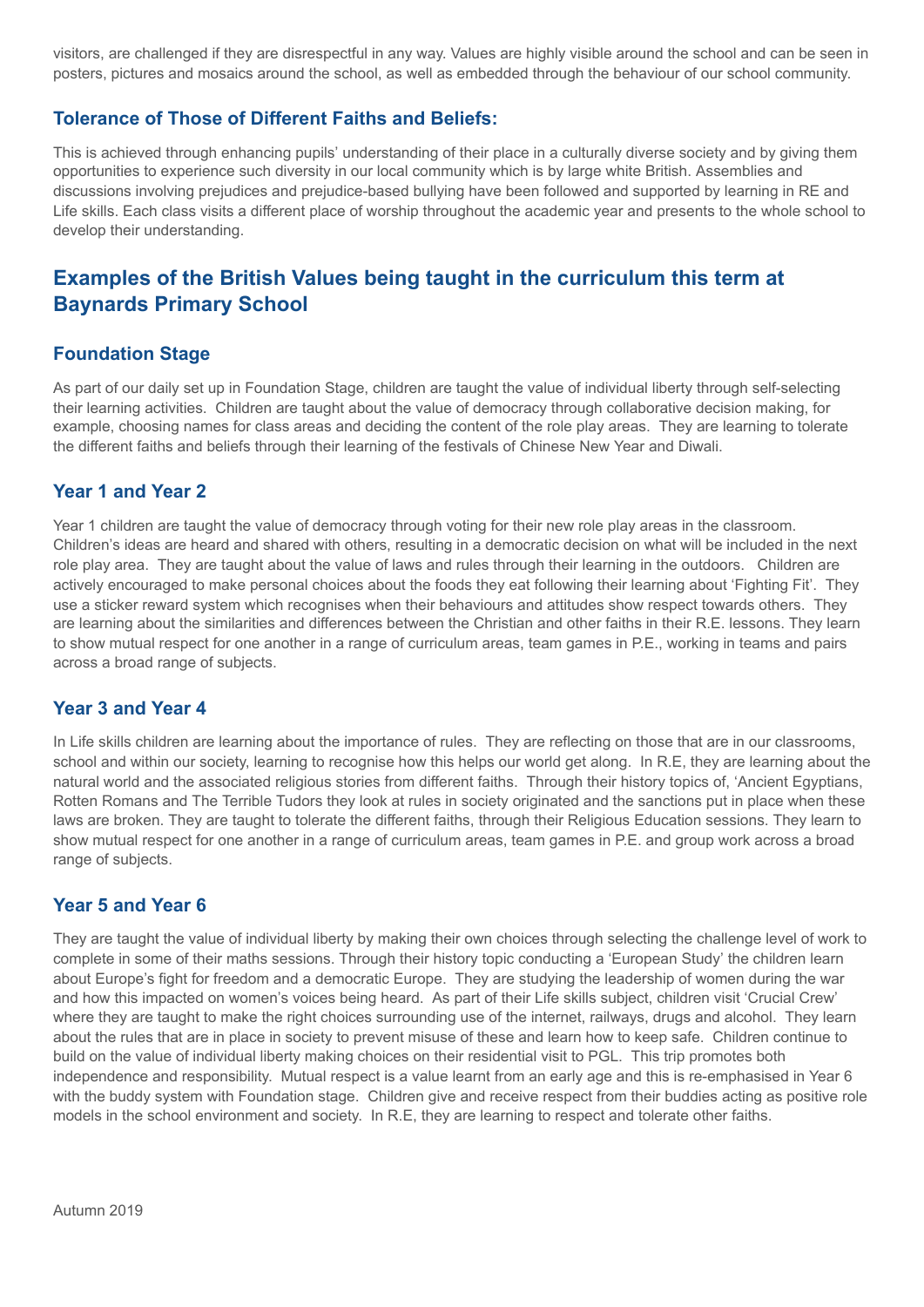visitors, are challenged if they are disrespectful in any way. Values are highly visible around the school and can be seen in posters, pictures and mosaics around the school, as well as embedded through the behaviour of our school community.

### Tolerance of Those of Different Faiths and Beliefs:

This is achieved through enhancing pupils' understanding of their place in a culturally diverse society and by giving them opportunities to experience such diversity in our local community which is by large white British. Assemblies and discussions involving prejudices and prejudice-based bullying have been followed and supported by learning in RE and Life skills. Each class visits a different place of worship throughout the academic year and presents to the whole school to develop their understanding.

## Examples of the British Values being taught in the curriculum this term at Baynards Primary School

### Foundation Stage

As part of our daily set up in Foundation Stage, children are taught the value of individual liberty through self-selecting their learning activities. Children are taught about the value of democracy through collaborative decision making, for example, choosing names for class areas and deciding the content of the role play areas. They are learning to tolerate the different faiths and beliefs through their learning of the festivals of Chinese New Year and Diwali.

### Year 1 and Year 2

Year 1 children are taught the value of democracy through voting for their new role play areas in the classroom. Children's ideas are heard and shared with others, resulting in a democratic decision on what will be included in the next role play area. They are taught about the value of laws and rules through their learning in the outdoors. Children are actively encouraged to make personal choices about the foods they eat following their learning about 'Fighting Fit'. They use a sticker reward system which recognises when their behaviours and attitudes show respect towards others. They are learning about the similarities and differences between the Christian and other faiths in their R.E. lessons. They learn to show mutual respect for one another in a range of curriculum areas, team games in P.E., working in teams and pairs across a broad range of subjects.

### Year 3 and Year 4

In Life skills children are learning about the importance of rules. They are reflecting on those that are in our classrooms, school and within our society, learning to recognise how this helps our world get along. In R.E, they are learning about the natural world and the associated religious stories from different faiths. Through their history topics of, 'Ancient Egyptians, Rotten Romans and The Terrible Tudors they look at rules in society originated and the sanctions put in place when these laws are broken. They are taught to tolerate the different faiths, through their Religious Education sessions. They learn to show mutual respect for one another in a range of curriculum areas, team games in P.E. and group work across a broad range of subjects.

### Year 5 and Year 6

They are taught the value of individual liberty by making their own choices through selecting the challenge level of work to complete in some of their maths sessions. Through their history topic conducting a 'European Study' the children learn about Europe's fight for freedom and a democratic Europe. They are studying the leadership of women during the war and how this impacted on women's voices being heard. As part of their Life skills subject, children visit 'Crucial Crew' where they are taught to make the right choices surrounding use of the internet, railways, drugs and alcohol. They learn about the rules that are in place in society to prevent misuse of these and learn how to keep safe. Children continue to build on the value of individual liberty making choices on their residential visit to PGL. This trip promotes both independence and responsibility. Mutual respect is a value learnt from an early age and this is re-emphasised in Year 6 with the buddy system with Foundation stage. Children give and receive respect from their buddies acting as positive role models in the school environment and society. In R.E, they are learning to respect and tolerate other faiths.

Autumn 2019